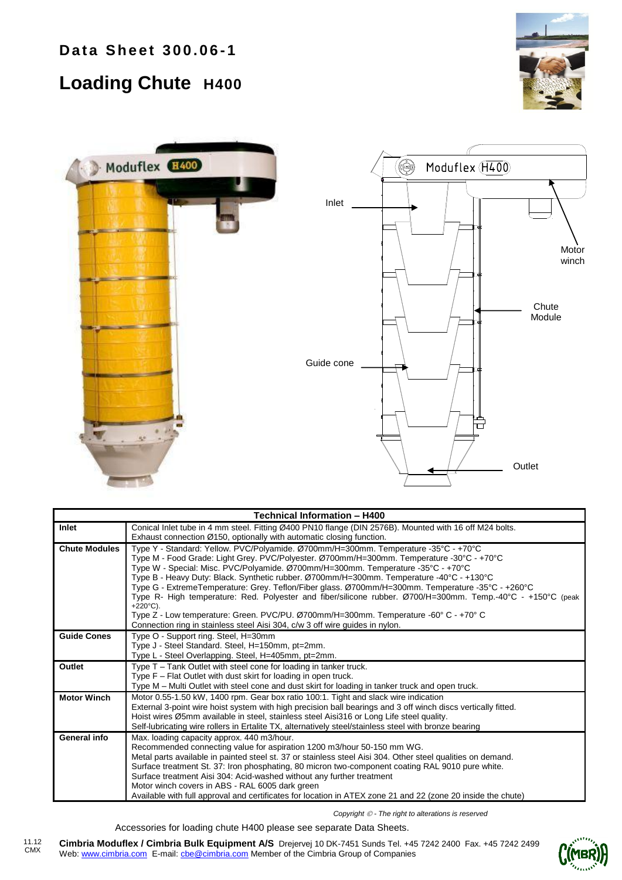# Data Sheet 300.06-1

## Loading Chute H400

Inlet

Motor winch

Chute Module

Guide cone

Outlet

| Technical Information – H400 | |
|---|---|
| **Inlet** | Conical Inlet tube in 4 mm steel. Fitting Ø400 PN10 flange (DIN 2576B). Mounted with 16 off M24 bolts. Exhaust connection Ø150, optionally with automatic closing function. |
| **Chute Modules** | Type Y - Standard: Yellow. PVC/Polyamide. Ø700mm/H=300mm. Temperature -35°C - +70°C<br>Type M - Food Grade: Light Grey. PVC/Polyester. Ø700mm/H=300mm. Temperature -30°C - +70°C<br>Type W - Special: Misc. PVC/Polyamide. Ø700mm/H=300mm. Temperature -35°C - +70°C<br>Type B - Heavy Duty: Black. Synthetic rubber. Ø700mm/H=300mm. Temperature -40°C - +130°C<br>Type G - ExtremeTemperature: Grey. Teflon/Fiber glass. Ø700mm/H=300mm. Temperature -35°C - +260°C<br>Type R- High temperature: Red. Polyester and fiber/silicone rubber. Ø700/H=300mm. Temp.-40°C - +150°C (peak +220°C).<br>Type Z - Low temperature: Green. PVC/PU. Ø700mm/H=300mm. Temperature -60° C - +70° C<br>Connection ring in stainless steel Aisi 304, c/w 3 off wire guides in nylon. |
| **Guide Cones** | Type O - Support ring. Steel, H=30mm<br>Type J - Steel Standard. Steel, H=150mm, pt=2mm.<br>Type L - Steel Overlapping. Steel, H=405mm, pt=2mm. |
| **Outlet** | Type T – Tank Outlet with steel cone for loading in tanker truck.<br>Type F – Flat Outlet with dust skirt for loading in open truck.<br>Type M – Multi Outlet with steel cone and dust skirt for loading in tanker truck and open truck. |
| **Motor Winch** | Motor 0.55-1.50 kW, 1400 rpm. Gear box ratio 100:1. Tight and slack wire indication<br>External 3-point wire hoist system with high precision ball bearings and 3 off winch discs vertically fitted.<br>Hoist wires Ø5mm available in steel, stainless steel Aisi316 or Long Life steel quality.<br>Self-lubricating wire rollers in Ertalite TX, alternatively steel/stainless steel with bronze bearing |
| **General info** | Max. loading capacity approx. 440 m3/hour.<br>Recommended connecting value for aspiration 1200 m3/hour 50-150 mm WG.<br>Metal parts available in painted steel st. 37 or stainless steel Aisi 304. Other steel qualities on demand.<br>Surface treatment St. 37: Iron phosphating, 80 micron two-component coating RAL 9010 pure white.<br>Surface treatment Aisi 304: Acid-washed without any further treatment<br>Motor winch covers in ABS - RAL 6005 dark green<br>Available with full approval and certificates for location in ATEX zone 21 and 22 (zone 20 inside the chute) |

*Copyright © - The right to alterations is reserved*

Accessories for loading chute H400 please see separate Data Sheets.

11.12
CMX

**Cimbria Moduflex / Cimbria Bulk Equipment A/S** Drejervej 10 DK-7451 Sunds Tel. +45 7242 2400 Fax. +45 7242 2499
Web: www.cimbria.com E-mail: cbe@cimbria.com Member of the Cimbria Group of Companies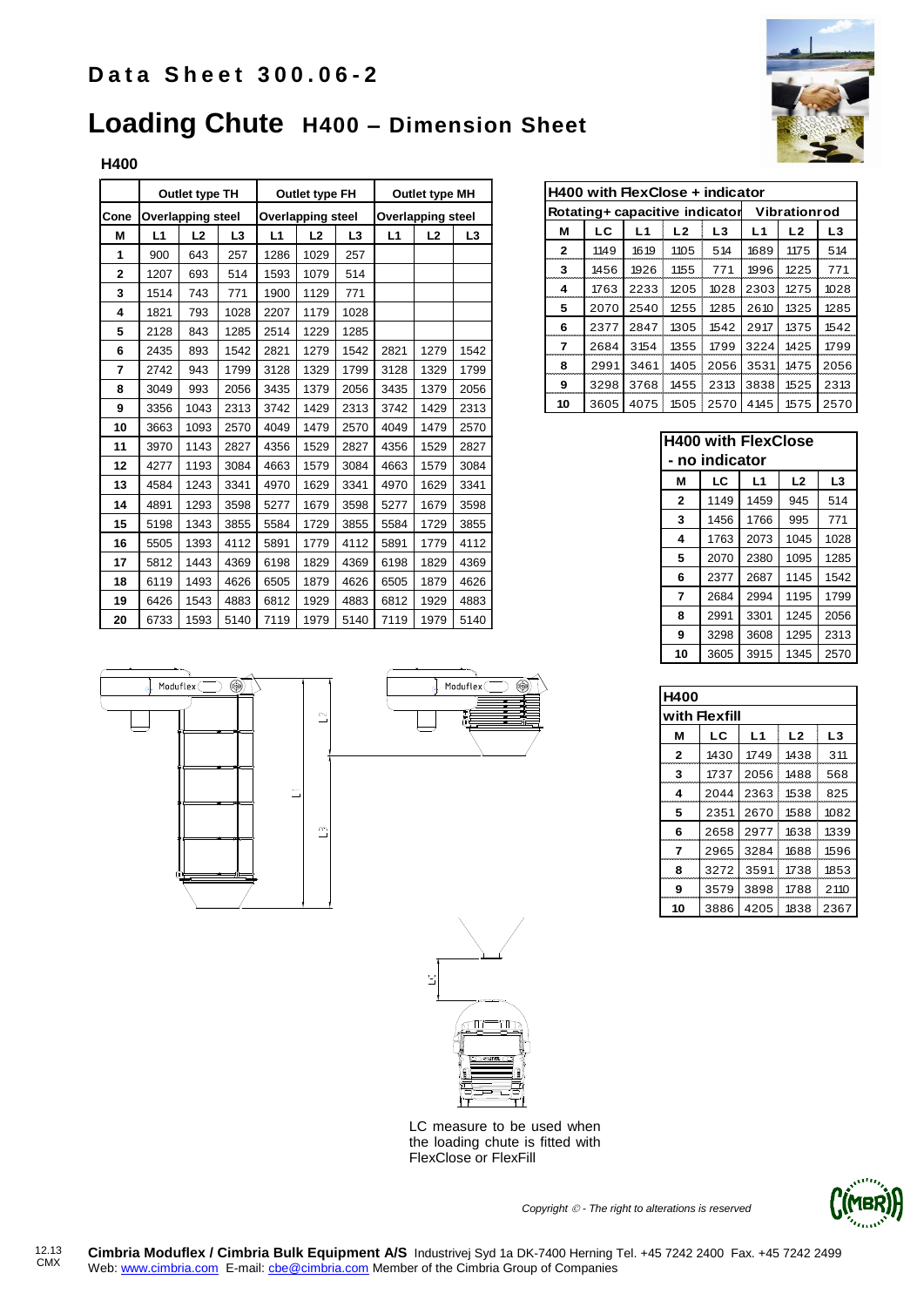# Data Sheet 300.06-2

# Loading Chute **H400 – Dimension Sheet**

### H400

| | Outlet type TH | | | Outlet type FH | | | Outlet type MH | | |
|---|---|---|---|---|---|---|---|---|---|
| Cone | Overlapping steel | | | Overlapping steel | | | Overlapping steel | | |
| M | L1 | L2 | L3 | L1 | L2 | L3 | L1 | L2 | L3 |
| 1 | 900 | 643 | 257 | 1286 | 1029 | 257 | | | |
| 2 | 1207 | 693 | 514 | 1593 | 1079 | 514 | | | |
| 3 | 1514 | 743 | 771 | 1900 | 1129 | 771 | | | |
| 4 | 1821 | 793 | 1028 | 2207 | 1179 | 1028 | | | |
| 5 | 2128 | 843 | 1285 | 2514 | 1229 | 1285 | | | |
| 6 | 2435 | 893 | 1542 | 2821 | 1279 | 1542 | 2821 | 1279 | 1542 |
| 7 | 2742 | 943 | 1799 | 3128 | 1329 | 1799 | 3128 | 1329 | 1799 |
| 8 | 3049 | 993 | 2056 | 3435 | 1379 | 2056 | 3435 | 1379 | 2056 |
| 9 | 3356 | 1043 | 2313 | 3742 | 1429 | 2313 | 3742 | 1429 | 2313 |
| 10 | 3663 | 1093 | 2570 | 4049 | 1479 | 2570 | 4049 | 1479 | 2570 |
| 11 | 3970 | 1143 | 2827 | 4356 | 1529 | 2827 | 4356 | 1529 | 2827 |
| 12 | 4277 | 1193 | 3084 | 4663 | 1579 | 3084 | 4663 | 1579 | 3084 |
| 13 | 4584 | 1243 | 3341 | 4970 | 1629 | 3341 | 4970 | 1629 | 3341 |
| 14 | 4891 | 1293 | 3598 | 5277 | 1679 | 3598 | 5277 | 1679 | 3598 |
| 15 | 5198 | 1343 | 3855 | 5584 | 1729 | 3855 | 5584 | 1729 | 3855 |
| 16 | 5505 | 1393 | 4112 | 5891 | 1779 | 4112 | 5891 | 1779 | 4112 |
| 17 | 5812 | 1443 | 4369 | 6198 | 1829 | 4369 | 6198 | 1829 | 4369 |
| 18 | 6119 | 1493 | 4626 | 6505 | 1879 | 4626 | 6505 | 1879 | 4626 |
| 19 | 6426 | 1543 | 4883 | 6812 | 1929 | 4883 | 6812 | 1929 | 4883 |
| 20 | 6733 | 1593 | 5140 | 7119 | 1979 | 5140 | 7119 | 1979 | 5140 |

| H400 with FlexClose + indicator | | | | | | | |
|---|---|---|---|---|---|---|---|
| | Rotating+ capacitive indicator | | | | Vibrationrod | | |
| M | LC | L1 | L2 | L3 | L1 | L2 | L3 |
| 2 | 1149 | 1619 | 1105 | 514 | 1689 | 1175 | 514 |
| 3 | 1456 | 1926 | 1155 | 771 | 1996 | 1225 | 771 |
| 4 | 1763 | 2233 | 1205 | 1028 | 2303 | 1275 | 1028 |
| 5 | 2070 | 2540 | 1255 | 1285 | 2610 | 1325 | 1285 |
| 6 | 2377 | 2847 | 1305 | 1542 | 2917 | 1375 | 1542 |
| 7 | 2684 | 3154 | 1355 | 1799 | 3224 | 1425 | 1799 |
| 8 | 2991 | 3461 | 1405 | 2056 | 3531 | 1475 | 2056 |
| 9 | 3298 | 3768 | 1455 | 2313 | 3838 | 1525 | 2313 |
| 10 | 3605 | 4075 | 1505 | 2570 | 4145 | 1575 | 2570 |

| H400 with FlexClose - no indicator | | | |
|---|---|---|---|
| M | LC | L1 | L2 | L3 |
| 2 | 1149 | 1459 | 945 | 514 |
| 3 | 1456 | 1766 | 995 | 771 |
| 4 | 1763 | 2073 | 1045 | 1028 |
| 5 | 2070 | 2380 | 1095 | 1285 |
| 6 | 2377 | 2687 | 1145 | 1542 |
| 7 | 2684 | 2994 | 1195 | 1799 |
| 8 | 2991 | 3301 | 1245 | 2056 |
| 9 | 3298 | 3608 | 1295 | 2313 |
| 10 | 3605 | 3915 | 1345 | 2570 |

| H400 with Flexfill | | | | |
|---|---|---|---|---|
| M | LC | L1 | L2 | L3 |
| 2 | 1430 | 1749 | 1438 | 311 |
| 3 | 1737 | 2056 | 1488 | 568 |
| 4 | 2044 | 2363 | 1538 | 825 |
| 5 | 2351 | 2670 | 1588 | 1082 |
| 6 | 2658 | 2977 | 1638 | 1339 |
| 7 | 2965 | 3284 | 1688 | 1596 |
| 8 | 3272 | 3591 | 1738 | 1853 |
| 9 | 3579 | 3898 | 1788 | 2110 |
| 10 | 3886 | 4205 | 1838 | 2367 |

Moduflex

L2

L1

L3

LC

LC measure to be used when the loading chute is fitted with FlexClose or FlexFill

*Copyright © - The right to alterations is reserved*

12.13 CMX

**Cimbria Moduflex / Cimbria Bulk Equipment A/S** Industrivej Syd 1a DK-7400 Herning Tel. +45 7242 2400 Fax. +45 7242 2499
Web: www.cimbria.com E-mail: cbe@cimbria.com Member of the Cimbria Group of Companies